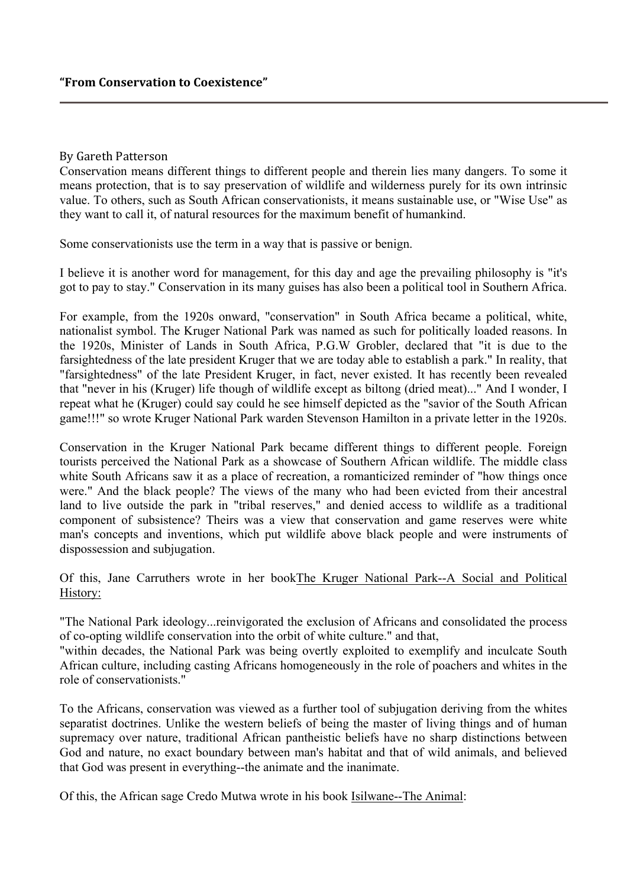### "From Conservation to Coexistence"

---

By Gareth Patterson

Conservation means different things to different people and therein lies many dangers. To some it means protection, that is to say preservation of wildlife and wilderness purely for its own intrinsic value. To others, such as South African conservationists, it means sustainable use, or "Wise Use" as they want to call it, of natural resources for the maximum benefit of humankind.

Some conservationists use the term in a way that is passive or benign.

I believe it is another word for management, for this day and age the prevailing philosophy is "it's got to pay to stay." Conservation in its many guises has also been a political tool in Southern Africa.

For example, from the 1920s onward, "conservation" in South Africa became a political, white, nationalist symbol. The Kruger National Park was named as such for politically loaded reasons. In the 1920s, Minister of Lands in South Africa, P.G.W Grobler, declared that "it is due to the farsightedness of the late president Kruger that we are today able to establish a park." In reality, that "farsightedness" of the late President Kruger, in fact, never existed. It has recently been revealed that "never in his (Kruger) life though of wildlife except as biltong (dried meat)..." And I wonder, I repeat what he (Kruger) could say could he see himself depicted as the "savior of the South African game!!!" so wrote Kruger National Park warden Stevenson Hamilton in a private letter in the 1920s.

Conservation in the Kruger National Park became different things to different people. Foreign tourists perceived the National Park as a showcase of Southern African wildlife. The middle class white South Africans saw it as a place of recreation, a romanticized reminder of "how things once were." And the black people? The views of the many who had been evicted from their ancestral land to live outside the park in "tribal reserves," and denied access to wildlife as a traditional component of subsistence? Theirs was a view that conservation and game reserves were white man's concepts and inventions, which put wildlife above black people and were instruments of dispossession and subjugation.

Of this, Jane Carruthers wrote in her book<u>The Kruger National Park--A Social and Political History:</u>

"The National Park ideology...reinvigorated the exclusion of Africans and consolidated the process of co-opting wildlife conservation into the orbit of white culture." and that,
"within decades, the National Park was being overtly exploited to exemplify and inculcate South African culture, including casting Africans homogeneously in the role of poachers and whites in the role of conservationists."

To the Africans, conservation was viewed as a further tool of subjugation deriving from the whites separatist doctrines. Unlike the western beliefs of being the master of living things and of human supremacy over nature, traditional African pantheistic beliefs have no sharp distinctions between God and nature, no exact boundary between man's habitat and that of wild animals, and believed that God was present in everything--the animate and the inanimate.

Of this, the African sage Credo Mutwa wrote in his book <u>Isilwane--The Animal</u>: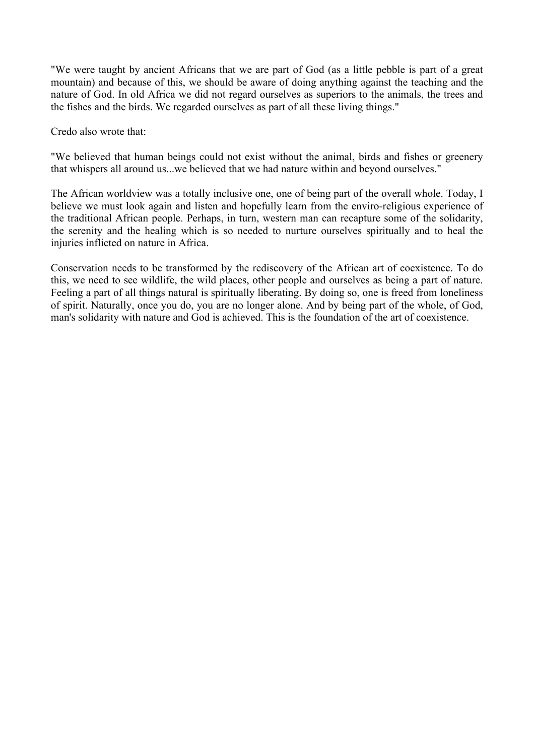"We were taught by ancient Africans that we are part of God (as a little pebble is part of a great mountain) and because of this, we should be aware of doing anything against the teaching and the nature of God. In old Africa we did not regard ourselves as superiors to the animals, the trees and the fishes and the birds. We regarded ourselves as part of all these living things."

Credo also wrote that:

"We believed that human beings could not exist without the animal, birds and fishes or greenery that whispers all around us...we believed that we had nature within and beyond ourselves."

The African worldview was a totally inclusive one, one of being part of the overall whole. Today, I believe we must look again and listen and hopefully learn from the enviro-religious experience of the traditional African people. Perhaps, in turn, western man can recapture some of the solidarity, the serenity and the healing which is so needed to nurture ourselves spiritually and to heal the injuries inflicted on nature in Africa.

Conservation needs to be transformed by the rediscovery of the African art of coexistence. To do this, we need to see wildlife, the wild places, other people and ourselves as being a part of nature. Feeling a part of all things natural is spiritually liberating. By doing so, one is freed from loneliness of spirit. Naturally, once you do, you are no longer alone. And by being part of the whole, of God, man's solidarity with nature and God is achieved. This is the foundation of the art of coexistence.